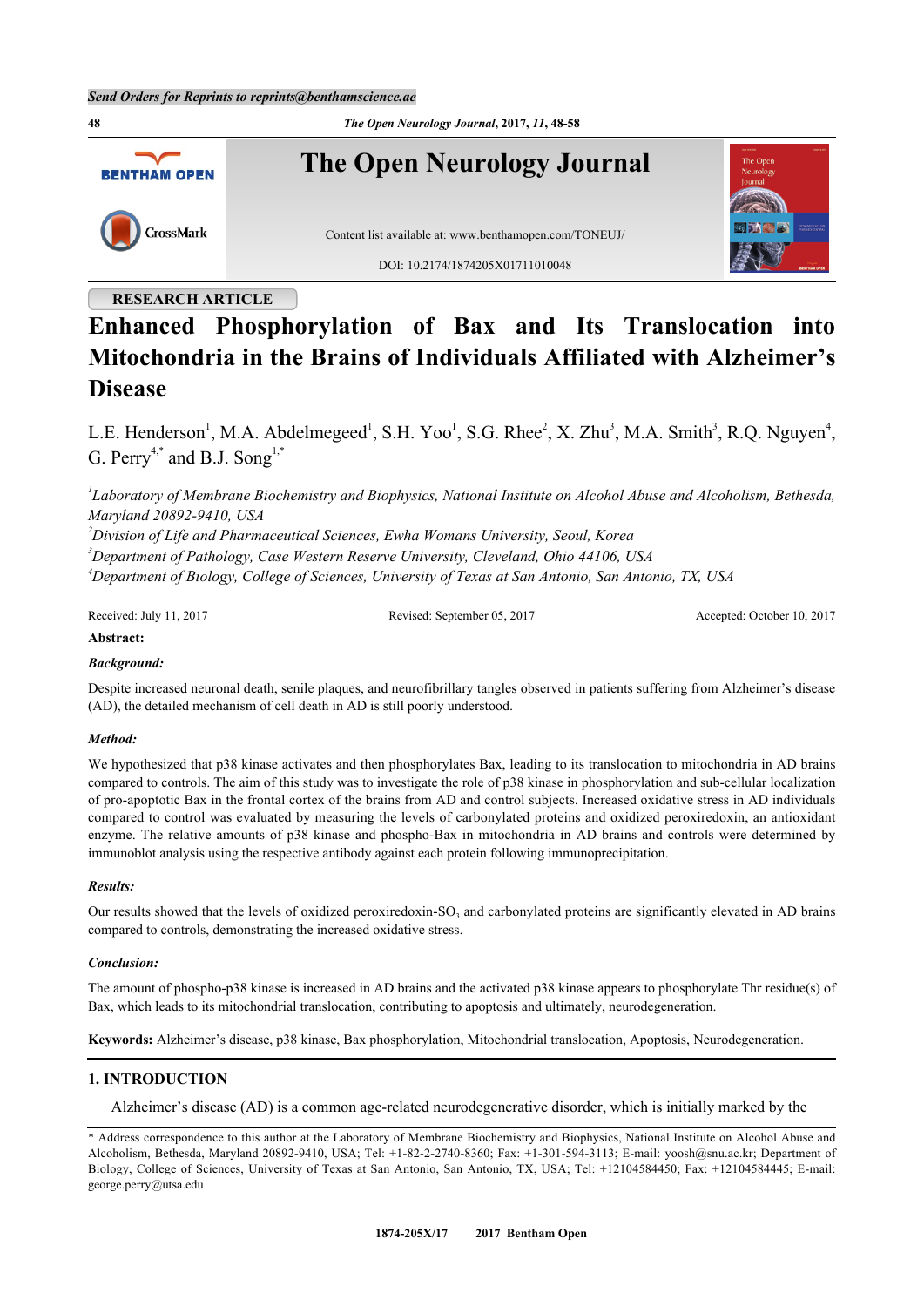Send Orders for Reprints to reprints@benthamscience.ae

**RESEARCH ARTICLE**

# Enhanced Phosphorylation of Bax and Its Translocation into Mitochondria in the Brains of Individuals Affiliated with Alzheimer's Disease

L.E. Henderson[1], M.A. Abdelmegeed[1], S.H. Yoo[1], S.G. Rhee[2], X. Zhu[3], M.A. Smith[3], R.Q. Nguyen[4], G. Perry[4,*] and B.J. Song[1,*]

*[1]Laboratory of Membrane Biochemistry and Biophysics, National Institute on Alcohol Abuse and Alcoholism, Bethesda, Maryland 20892-9410, USA*
*[2]Division of Life and Pharmaceutical Sciences, Ewha Womans University, Seoul, Korea*
*[3]Department of Pathology, Case Western Reserve University, Cleveland, Ohio 44106, USA*
*[4]Department of Biology, College of Sciences, University of Texas at San Antonio, San Antonio, TX, USA*

Received: July 11, 2017 | Revised: September 05, 2017 | Accepted: October 10, 2017

**Abstract:**

***Background:***

Despite increased neuronal death, senile plaques, and neurofibrillary tangles observed in patients suffering from Alzheimer's disease (AD), the detailed mechanism of cell death in AD is still poorly understood.

***Method:***

We hypothesized that p38 kinase activates and then phosphorylates Bax, leading to its translocation to mitochondria in AD brains compared to controls. The aim of this study was to investigate the role of p38 kinase in phosphorylation and sub-cellular localization of pro-apoptotic Bax in the frontal cortex of the brains from AD and control subjects. Increased oxidative stress in AD individuals compared to control was evaluated by measuring the levels of carbonylated proteins and oxidized peroxiredoxin, an antioxidant enzyme. The relative amounts of p38 kinase and phospho-Bax in mitochondria in AD brains and controls were determined by immunoblot analysis using the respective antibody against each protein following immunoprecipitation.

***Results:***

Our results showed that the levels of oxidized peroxiredoxin-$SO_3$ and carbonylated proteins are significantly elevated in AD brains compared to controls, demonstrating the increased oxidative stress.

***Conclusion:***

The amount of phospho-p38 kinase is increased in AD brains and the activated p38 kinase appears to phosphorylate Thr residue(s) of Bax, which leads to its mitochondrial translocation, contributing to apoptosis and ultimately, neurodegeneration.

**Keywords:** Alzheimer's disease, p38 kinase, Bax phosphorylation, Mitochondrial translocation, Apoptosis, Neurodegeneration.

## 1. INTRODUCTION

Alzheimer's disease (AD) is a common age-related neurodegenerative disorder, which is initially marked by the

* Address correspondence to this author at the Laboratory of Membrane Biochemistry and Biophysics, National Institute on Alcohol Abuse and Alcoholism, Bethesda, Maryland 20892-9410, USA; Tel: +1-82-2-2740-8360; Fax: +1-301-594-3113; E-mail: yoosh@snu.ac.kr; Department of Biology, College of Sciences, University of Texas at San Antonio, San Antonio, TX, USA; Tel: +12104584450; Fax: +12104584445; E-mail: george.perry@utsa.edu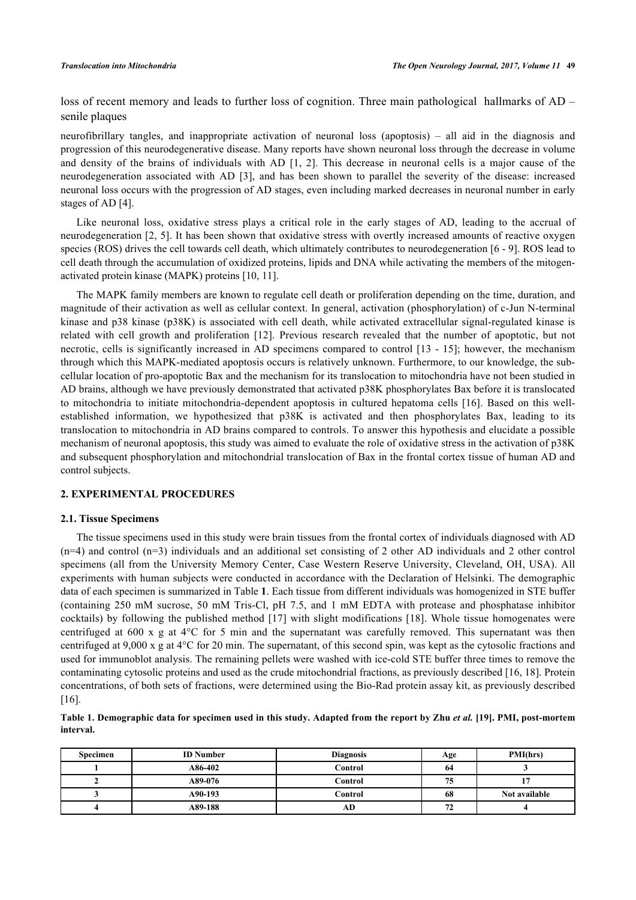loss of recent memory and leads to further loss of cognition. Three main pathological hallmarks of AD – senile plaques

neurofibrillary tangles, and inappropriate activation of neuronal loss (apoptosis) – all aid in the diagnosis and progression of this neurodegenerative disease. Many reports have shown neuronal loss through the decrease in volume and density of the brains of individuals with AD [1, 2]. This decrease in neuronal cells is a major cause of the neurodegeneration associated with AD [3], and has been shown to parallel the severity of the disease: increased neuronal loss occurs with the progression of AD stages, even including marked decreases in neuronal number in early stages of AD [4].

Like neuronal loss, oxidative stress plays a critical role in the early stages of AD, leading to the accrual of neurodegeneration [2, 5]. It has been shown that oxidative stress with overtly increased amounts of reactive oxygen species (ROS) drives the cell towards cell death, which ultimately contributes to neurodegeneration [6 - 9]. ROS lead to cell death through the accumulation of oxidized proteins, lipids and DNA while activating the members of the mitogen-activated protein kinase (MAPK) proteins [10, 11].

The MAPK family members are known to regulate cell death or proliferation depending on the time, duration, and magnitude of their activation as well as cellular context. In general, activation (phosphorylation) of c-Jun N-terminal kinase and p38 kinase (p38K) is associated with cell death, while activated extracellular signal-regulated kinase is related with cell growth and proliferation [12]. Previous research revealed that the number of apoptotic, but not necrotic, cells is significantly increased in AD specimens compared to control [13 - 15]; however, the mechanism through which this MAPK-mediated apoptosis occurs is relatively unknown. Furthermore, to our knowledge, the sub-cellular location of pro-apoptotic Bax and the mechanism for its translocation to mitochondria have not been studied in AD brains, although we have previously demonstrated that activated p38K phosphorylates Bax before it is translocated to mitochondria to initiate mitochondria-dependent apoptosis in cultured hepatoma cells [16]. Based on this well-established information, we hypothesized that p38K is activated and then phosphorylates Bax, leading to its translocation to mitochondria in AD brains compared to controls. To answer this hypothesis and elucidate a possible mechanism of neuronal apoptosis, this study was aimed to evaluate the role of oxidative stress in the activation of p38K and subsequent phosphorylation and mitochondrial translocation of Bax in the frontal cortex tissue of human AD and control subjects.

## 2. EXPERIMENTAL PROCEDURES

### 2.1. Tissue Specimens

The tissue specimens used in this study were brain tissues from the frontal cortex of individuals diagnosed with AD (n=4) and control (n=3) individuals and an additional set consisting of 2 other AD individuals and 2 other control specimens (all from the University Memory Center, Case Western Reserve University, Cleveland, OH, USA). All experiments with human subjects were conducted in accordance with the Declaration of Helsinki. The demographic data of each specimen is summarized in Table **1**. Each tissue from different individuals was homogenized in STE buffer (containing 250 mM sucrose, 50 mM Tris-Cl, pH 7.5, and 1 mM EDTA with protease and phosphatase inhibitor cocktails) by following the published method [17] with slight modifications [18]. Whole tissue homogenates were centrifuged at 600 x g at 4°C for 5 min and the supernatant was carefully removed. This supernatant was then centrifuged at 9,000 x g at 4°C for 20 min. The supernatant, of this second spin, was kept as the cytosolic fractions and used for immunoblot analysis. The remaining pellets were washed with ice-cold STE buffer three times to remove the contaminating cytosolic proteins and used as the crude mitochondrial fractions, as previously described [16, 18]. Protein concentrations, of both sets of fractions, were determined using the Bio-Rad protein assay kit, as previously described [16].

**Table 1. Demographic data for specimen used in this study. Adapted from the report by Zhu *et al.* [19]. PMI, post-mortem interval.**

| Specimen | ID Number | Diagnosis | Age | PMI(hrs) |
|---|---|---|---|---|
| 1 | A86-402 | Control | 64 | 3 |
| 2 | A89-076 | Control | 75 | 17 |
| 3 | A90-193 | Control | 68 | Not available |
| 4 | A89-188 | AD | 72 | 4 |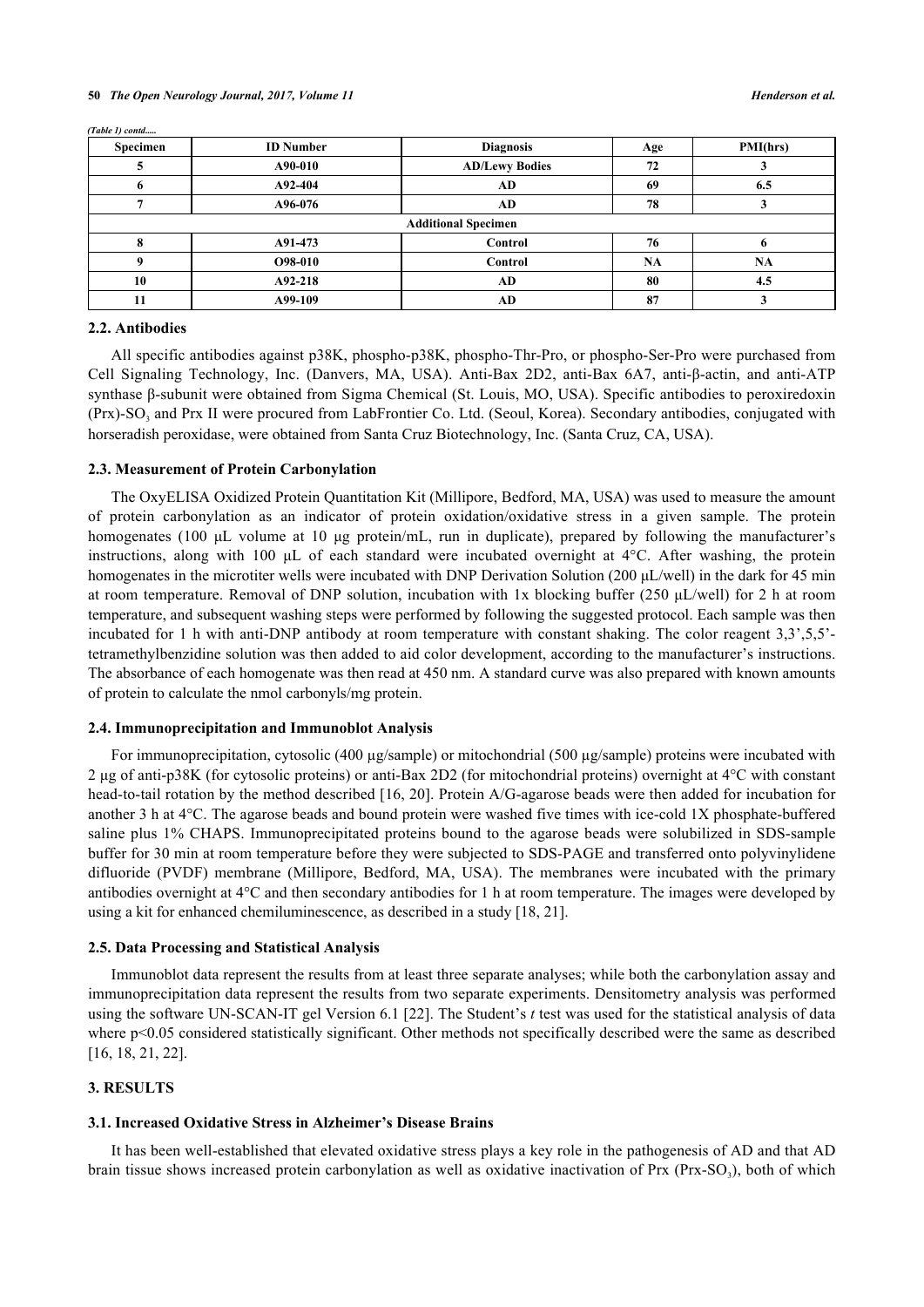*(Table 1) contd.....*

| Specimen | ID Number | Diagnosis | Age | PMI(hrs) |
|---|---|---|---|---|
| 5 | A90-010 | AD/Lewy Bodies | 72 | 3 |
| 6 | A92-404 | AD | 69 | 6.5 |
| 7 | A96-076 | AD | 78 | 3 |
| Additional Specimen | | | | |
| 8 | A91-473 | Control | 76 | 6 |
| 9 | O98-010 | Control | NA | NA |
| 10 | A92-218 | AD | 80 | 4.5 |
| 11 | A99-109 | AD | 87 | 3 |

### 2.2. Antibodies

All specific antibodies against p38K, phospho-p38K, phospho-Thr-Pro, or phospho-Ser-Pro were purchased from Cell Signaling Technology, Inc. (Danvers, MA, USA). Anti-Bax 2D2, anti-Bax 6A7, anti-β-actin, and anti-ATP synthase β-subunit were obtained from Sigma Chemical (St. Louis, MO, USA). Specific antibodies to peroxiredoxin (Prx)-$SO_3$ and Prx II were procured from LabFrontier Co. Ltd. (Seoul, Korea). Secondary antibodies, conjugated with horseradish peroxidase, were obtained from Santa Cruz Biotechnology, Inc. (Santa Cruz, CA, USA).

### 2.3. Measurement of Protein Carbonylation

The OxyELISA Oxidized Protein Quantitation Kit (Millipore, Bedford, MA, USA) was used to measure the amount of protein carbonylation as an indicator of protein oxidation/oxidative stress in a given sample. The protein homogenates (100 μL volume at 10 μg protein/mL, run in duplicate), prepared by following the manufacturer's instructions, along with 100 μL of each standard were incubated overnight at 4°C. After washing, the protein homogenates in the microtiter wells were incubated with DNP Derivation Solution (200 μL/well) in the dark for 45 min at room temperature. Removal of DNP solution, incubation with 1x blocking buffer (250 μL/well) for 2 h at room temperature, and subsequent washing steps were performed by following the suggested protocol. Each sample was then incubated for 1 h with anti-DNP antibody at room temperature with constant shaking. The color reagent 3,3',5,5'-tetramethylbenzidine solution was then added to aid color development, according to the manufacturer's instructions. The absorbance of each homogenate was then read at 450 nm. A standard curve was also prepared with known amounts of protein to calculate the nmol carbonyls/mg protein.

### 2.4. Immunoprecipitation and Immunoblot Analysis

For immunoprecipitation, cytosolic (400 μg/sample) or mitochondrial (500 μg/sample) proteins were incubated with 2 μg of anti-p38K (for cytosolic proteins) or anti-Bax 2D2 (for mitochondrial proteins) overnight at 4°C with constant head-to-tail rotation by the method described [16, 20]. Protein A/G-agarose beads were then added for incubation for another 3 h at 4°C. The agarose beads and bound protein were washed five times with ice-cold 1X phosphate-buffered saline plus 1% CHAPS. Immunoprecipitated proteins bound to the agarose beads were solubilized in SDS-sample buffer for 30 min at room temperature before they were subjected to SDS-PAGE and transferred onto polyvinylidene difluoride (PVDF) membrane (Millipore, Bedford, MA, USA). The membranes were incubated with the primary antibodies overnight at 4°C and then secondary antibodies for 1 h at room temperature. The images were developed by using a kit for enhanced chemiluminescence, as described in a study [18, 21].

### 2.5. Data Processing and Statistical Analysis

Immunoblot data represent the results from at least three separate analyses; while both the carbonylation assay and immunoprecipitation data represent the results from two separate experiments. Densitometry analysis was performed using the software UN-SCAN-IT gel Version 6.1 [22]. The Student's *t* test was used for the statistical analysis of data where $p<0.05$ considered statistically significant. Other methods not specifically described were the same as described [16, 18, 21, 22].

## 3. RESULTS

### 3.1. Increased Oxidative Stress in Alzheimer's Disease Brains

It has been well-established that elevated oxidative stress plays a key role in the pathogenesis of AD and that AD brain tissue shows increased protein carbonylation as well as oxidative inactivation of Prx (Prx-$SO_3$), both of which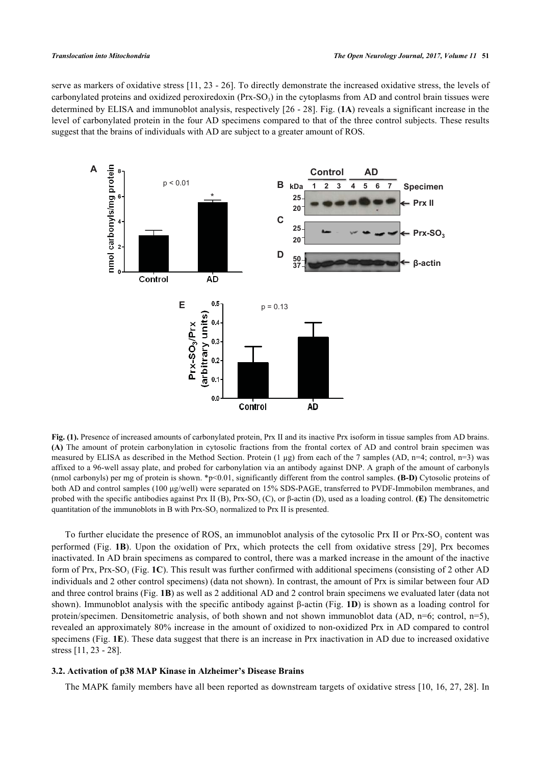serve as markers of oxidative stress [11, 23 - 26]. To directly demonstrate the increased oxidative stress, the levels of carbonylated proteins and oxidized peroxiredoxin (Prx-$SO_3$) in the cytoplasms from AD and control brain tissues were determined by ELISA and immunoblot analysis, respectively [26 - 28]. Fig. (**1A**) reveals a significant increase in the level of carbonylated protein in the four AD specimens compared to that of the three control subjects. These results suggest that the brains of individuals with AD are subject to a greater amount of ROS.

**Fig. (1).** Presence of increased amounts of carbonylated protein, Prx II and its inactive Prx isoform in tissue samples from AD brains. **(A)** The amount of protein carbonylation in cytosolic fractions from the frontal cortex of AD and control brain specimen was measured by ELISA as described in the Method Section. Protein (1 µg) from each of the 7 samples (AD, n=4; control, n=3) was affixed to a 96-well assay plate, and probed for carbonylation via an antibody against DNP. A graph of the amount of carbonyls (nmol carbonyls) per mg of protein is shown. *$p<0.01$, significantly different from the control samples. **(B-D)** Cytosolic proteins of both AD and control samples (100 µg/well) were separated on 15% SDS-PAGE, transferred to PVDF-Immobilon membranes, and probed with the specific antibodies against Prx II (B), Prx-$SO_3$ (C), or β-actin (D), used as a loading control. **(E)** The densitometric quantitation of the immunoblots in B with Prx-$SO_3$ normalized to Prx II is presented.

To further elucidate the presence of ROS, an immunoblot analysis of the cytosolic Prx II or Prx-$SO_3$ content was performed (Fig. **1B**). Upon the oxidation of Prx, which protects the cell from oxidative stress [29], Prx becomes inactivated. In AD brain specimens as compared to control, there was a marked increase in the amount of the inactive form of Prx, Prx-$SO_3$ (Fig. **1C**). This result was further confirmed with additional specimens (consisting of 2 other AD individuals and 2 other control specimens) (data not shown). In contrast, the amount of Prx is similar between four AD and three control brains (Fig. **1B**) as well as 2 additional AD and 2 control brain specimens we evaluated later (data not shown). Immunoblot analysis with the specific antibody against β-actin (Fig. **1D**) is shown as a loading control for protein/specimen. Densitometric analysis, of both shown and not shown immunoblot data (AD, n=6; control, n=5), revealed an approximately 80% increase in the amount of oxidized to non-oxidized Prx in AD compared to control specimens (Fig. **1E**). These data suggest that there is an increase in Prx inactivation in AD due to increased oxidative stress [11, 23 - 28].

### 3.2. Activation of p38 MAP Kinase in Alzheimer's Disease Brains

The MAPK family members have all been reported as downstream targets of oxidative stress [10, 16, 27, 28]. In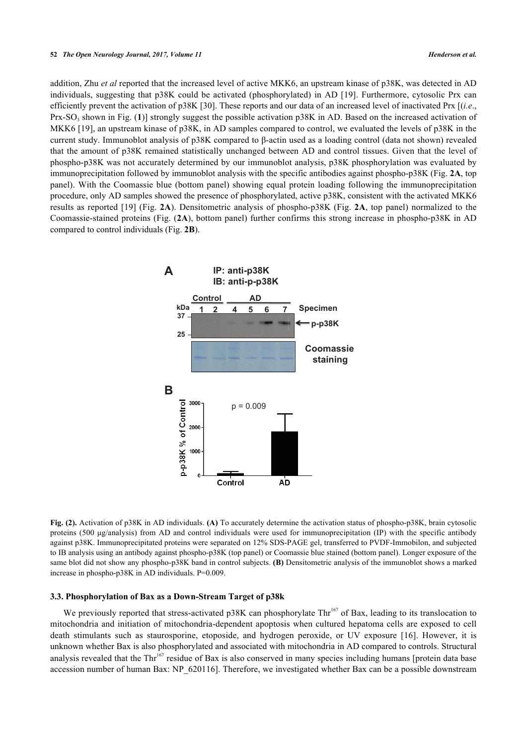addition, Zhu *et al* reported that the increased level of active MKK6, an upstream kinase of p38K, was detected in AD individuals, suggesting that p38K could be activated (phosphorylated) in AD [19]. Furthermore, cytosolic Prx can efficiently prevent the activation of p38K [30]. These reports and our data of an increased level of inactivated Prx [(*i.e*., Prx-$SO_3$ shown in Fig. (**1**)] strongly suggest the possible activation p38K in AD. Based on the increased activation of MKK6 [19], an upstream kinase of p38K, in AD samples compared to control, we evaluated the levels of p38K in the current study. Immunoblot analysis of p38K compared to β-actin used as a loading control (data not shown) revealed that the amount of p38K remained statistically unchanged between AD and control tissues. Given that the level of phospho-p38K was not accurately determined by our immunoblot analysis, p38K phosphorylation was evaluated by immunoprecipitation followed by immunoblot analysis with the specific antibodies against phospho-p38K (Fig. **2A**, top panel). With the Coomassie blue (bottom panel) showing equal protein loading following the immunoprecipitation procedure, only AD samples showed the presence of phosphorylated, active p38K, consistent with the activated MKK6 results as reported [19] (Fig. **2A**). Densitometric analysis of phospho-p38K (Fig. **2A**, top panel) normalized to the Coomassie-stained proteins (Fig. (**2A**), bottom panel) further confirms this strong increase in phospho-p38K in AD compared to control individuals (Fig. **2B**).

**Fig. (2).** Activation of p38K in AD individuals. **(A)** To accurately determine the activation status of phospho-p38K, brain cytosolic proteins (500 μg/analysis) from AD and control individuals were used for immunoprecipitation (IP) with the specific antibody against p38K. Immunoprecipitated proteins were separated on 12% SDS-PAGE gel, transferred to PVDF-Immobilon, and subjected to IB analysis using an antibody against phospho-p38K (top panel) or Coomassie blue stained (bottom panel). Longer exposure of the same blot did not show any phospho-p38K band in control subjects. **(B)** Densitometric analysis of the immunoblot shows a marked increase in phospho-p38K in AD individuals. P=0.009.

### 3.3. Phosphorylation of Bax as a Down-Stream Target of p38k

We previously reported that stress-activated p38K can phosphorylate Thr[167] of Bax, leading to its translocation to mitochondria and initiation of mitochondria-dependent apoptosis when cultured hepatoma cells are exposed to cell death stimulants such as staurosporine, etoposide, and hydrogen peroxide, or UV exposure [16]. However, it is unknown whether Bax is also phosphorylated and associated with mitochondria in AD compared to controls. Structural analysis revealed that the Thr[167] residue of Bax is also conserved in many species including humans [protein data base accession number of human Bax: NP_620116]. Therefore, we investigated whether Bax can be a possible downstream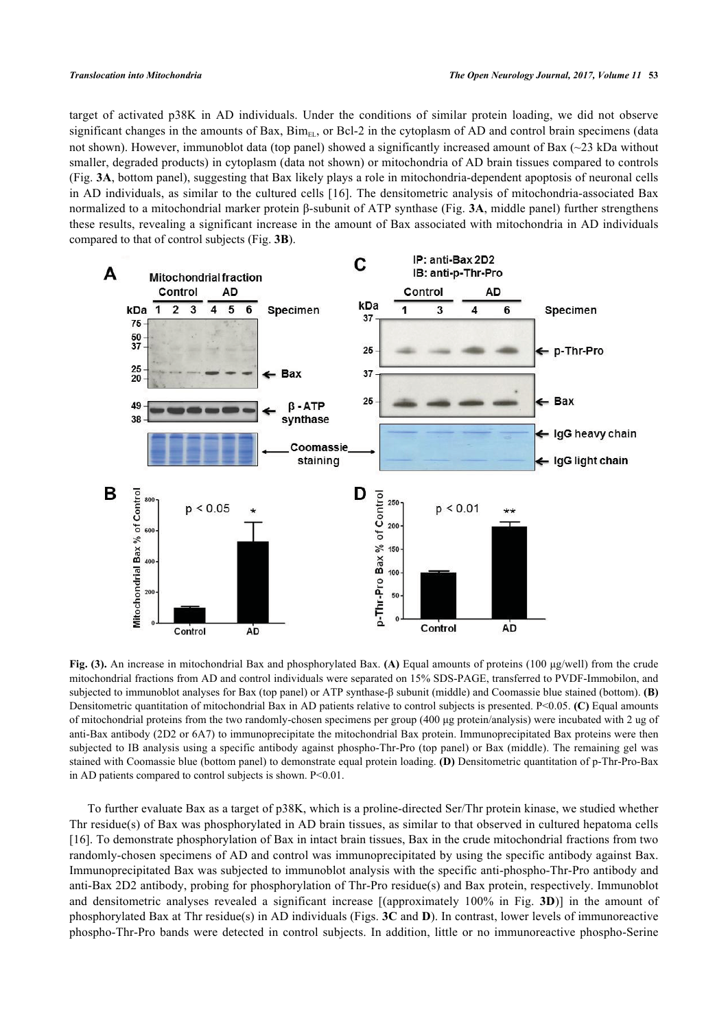target of activated p38K in AD individuals. Under the conditions of similar protein loading, we did not observe significant changes in the amounts of Bax, $Bim_{EL}$, or Bcl-2 in the cytoplasm of AD and control brain specimens (data not shown). However, immunoblot data (top panel) showed a significantly increased amount of Bax (~23 kDa without smaller, degraded products) in cytoplasm (data not shown) or mitochondria of AD brain tissues compared to controls (Fig. **3A**, bottom panel), suggesting that Bax likely plays a role in mitochondria-dependent apoptosis of neuronal cells in AD individuals, as similar to the cultured cells [16]. The densitometric analysis of mitochondria-associated Bax normalized to a mitochondrial marker protein β-subunit of ATP synthase (Fig. **3A**, middle panel) further strengthens these results, revealing a significant increase in the amount of Bax associated with mitochondria in AD individuals compared to that of control subjects (Fig. **3B**).

**Fig. (3).** An increase in mitochondrial Bax and phosphorylated Bax. **(A)** Equal amounts of proteins (100 μg/well) from the crude mitochondrial fractions from AD and control individuals were separated on 15% SDS-PAGE, transferred to PVDF-Immobilon, and subjected to immunoblot analyses for Bax (top panel) or ATP synthase-β subunit (middle) and Coomassie blue stained (bottom). **(B)** Densitometric quantitation of mitochondrial Bax in AD patients relative to control subjects is presented. $P<0.05$. **(C)** Equal amounts of mitochondrial proteins from the two randomly-chosen specimens per group (400 μg protein/analysis) were incubated with 2 ug of anti-Bax antibody (2D2 or 6A7) to immunoprecipitate the mitochondrial Bax protein. Immunoprecipitated Bax proteins were then subjected to IB analysis using a specific antibody against phospho-Thr-Pro (top panel) or Bax (middle). The remaining gel was stained with Coomassie blue (bottom panel) to demonstrate equal protein loading. **(D)** Densitometric quantitation of p-Thr-Pro-Bax in AD patients compared to control subjects is shown. $P<0.01$.

To further evaluate Bax as a target of p38K, which is a proline-directed Ser/Thr protein kinase, we studied whether Thr residue(s) of Bax was phosphorylated in AD brain tissues, as similar to that observed in cultured hepatoma cells [16]. To demonstrate phosphorylation of Bax in intact brain tissues, Bax in the crude mitochondrial fractions from two randomly-chosen specimens of AD and control was immunoprecipitated by using the specific antibody against Bax. Immunoprecipitated Bax was subjected to immunoblot analysis with the specific anti-phospho-Thr-Pro antibody and anti-Bax 2D2 antibody, probing for phosphorylation of Thr-Pro residue(s) and Bax protein, respectively. Immunoblot and densitometric analyses revealed a significant increase [(approximately 100% in Fig. **3D**)] in the amount of phosphorylated Bax at Thr residue(s) in AD individuals (Figs. **3C** and **D**). In contrast, lower levels of immunoreactive phospho-Thr-Pro bands were detected in control subjects. In addition, little or no immunoreactive phospho-Serine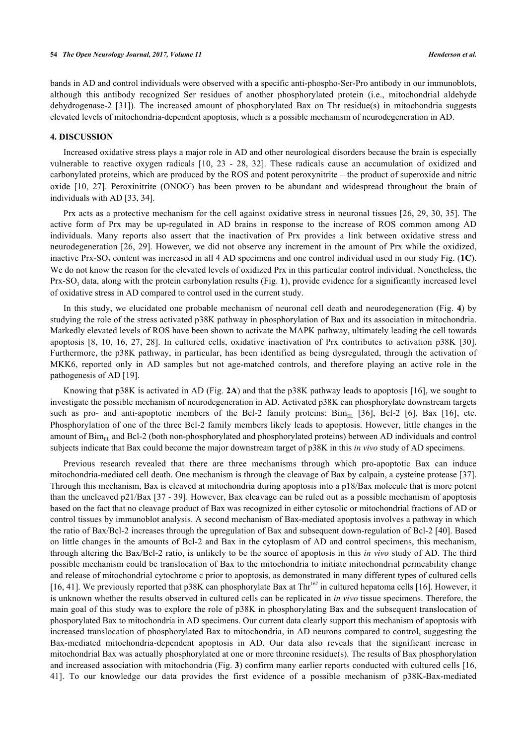bands in AD and control individuals were observed with a specific anti-phospho-Ser-Pro antibody in our immunoblots, although this antibody recognized Ser residues of another phosphorylated protein (i.e., mitochondrial aldehyde dehydrogenase-2 [31]). The increased amount of phosphorylated Bax on Thr residue(s) in mitochondria suggests elevated levels of mitochondria-dependent apoptosis, which is a possible mechanism of neurodegeneration in AD.

## 4. DISCUSSION

Increased oxidative stress plays a major role in AD and other neurological disorders because the brain is especially vulnerable to reactive oxygen radicals [10, 23 - 28, 32]. These radicals cause an accumulation of oxidized and carbonylated proteins, which are produced by the ROS and potent peroxynitrite – the product of superoxide and nitric oxide [10, 27]. Peroxinitrite ($ONOO^-$) has been proven to be abundant and widespread throughout the brain of individuals with AD [33, 34].

Prx acts as a protective mechanism for the cell against oxidative stress in neuronal tissues [26, 29, 30, 35]. The active form of Prx may be up-regulated in AD brains in response to the increase of ROS common among AD individuals. Many reports also assert that the inactivation of Prx provides a link between oxidative stress and neurodegeneration [26, 29]. However, we did not observe any increment in the amount of Prx while the oxidized, inactive Prx-$SO_3$ content was increased in all 4 AD specimens and one control individual used in our study Fig. (**1C**). We do not know the reason for the elevated levels of oxidized Prx in this particular control individual. Nonetheless, the Prx-$SO_3$ data, along with the protein carbonylation results (Fig. **1**), provide evidence for a significantly increased level of oxidative stress in AD compared to control used in the current study.

In this study, we elucidated one probable mechanism of neuronal cell death and neurodegeneration (Fig. **4**) by studying the role of the stress activated p38K pathway in phosphorylation of Bax and its association in mitochondria. Markedly elevated levels of ROS have been shown to activate the MAPK pathway, ultimately leading the cell towards apoptosis [8, 10, 16, 27, 28]. In cultured cells, oxidative inactivation of Prx contributes to activation p38K [30]. Furthermore, the p38K pathway, in particular, has been identified as being dysregulated, through the activation of MKK6, reported only in AD samples but not age-matched controls, and therefore playing an active role in the pathogenesis of AD [19].

Knowing that p38K is activated in AD (Fig. **2A**) and that the p38K pathway leads to apoptosis [16], we sought to investigate the possible mechanism of neurodegeneration in AD. Activated p38K can phosphorylate downstream targets such as pro- and anti-apoptotic members of the Bcl-2 family proteins: $Bim_{EL}$ [36], Bcl-2 [6], Bax [16], etc. Phosphorylation of one of the three Bcl-2 family members likely leads to apoptosis. However, little changes in the amount of $Bim_{EL}$ and Bcl-2 (both non-phosphorylated and phosphorylated proteins) between AD individuals and control subjects indicate that Bax could become the major downstream target of p38K in this *in vivo* study of AD specimens.

Previous research revealed that there are three mechanisms through which pro-apoptotic Bax can induce mitochondria-mediated cell death. One mechanism is through the cleavage of Bax by calpain, a cysteine protease [37]. Through this mechanism, Bax is cleaved at mitochondria during apoptosis into a p18/Bax molecule that is more potent than the uncleaved p21/Bax [37 - 39]. However, Bax cleavage can be ruled out as a possible mechanism of apoptosis based on the fact that no cleavage product of Bax was recognized in either cytosolic or mitochondrial fractions of AD or control tissues by immunoblot analysis. A second mechanism of Bax-mediated apoptosis involves a pathway in which the ratio of Bax/Bcl-2 increases through the upregulation of Bax and subsequent down-regulation of Bcl-2 [40]. Based on little changes in the amounts of Bcl-2 and Bax in the cytoplasm of AD and control specimens, this mechanism, through altering the Bax/Bcl-2 ratio, is unlikely to be the source of apoptosis in this *in vivo* study of AD. The third possible mechanism could be translocation of Bax to the mitochondria to initiate mitochondrial permeability change and release of mitochondrial cytochrome c prior to apoptosis, as demonstrated in many different types of cultured cells [16, 41]. We previously reported that p38K can phosphorylate Bax at $Thr^{167}$ in cultured hepatoma cells [16]. However, it is unknown whether the results observed in cultured cells can be replicated in *in vivo* tissue specimens. Therefore, the main goal of this study was to explore the role of p38K in phosphorylating Bax and the subsequent translocation of phosporylated Bax to mitochondria in AD specimens. Our current data clearly support this mechanism of apoptosis with increased translocation of phosphorylated Bax to mitochondria, in AD neurons compared to control, suggesting the Bax-mediated mitochondria-dependent apoptosis in AD. Our data also reveals that the significant increase in mitochondrial Bax was actually phosphorylated at one or more threonine residue(s). The results of Bax phosphorylation and increased association with mitochondria (Fig. **3**) confirm many earlier reports conducted with cultured cells [16, 41]. To our knowledge our data provides the first evidence of a possible mechanism of p38K-Bax-mediated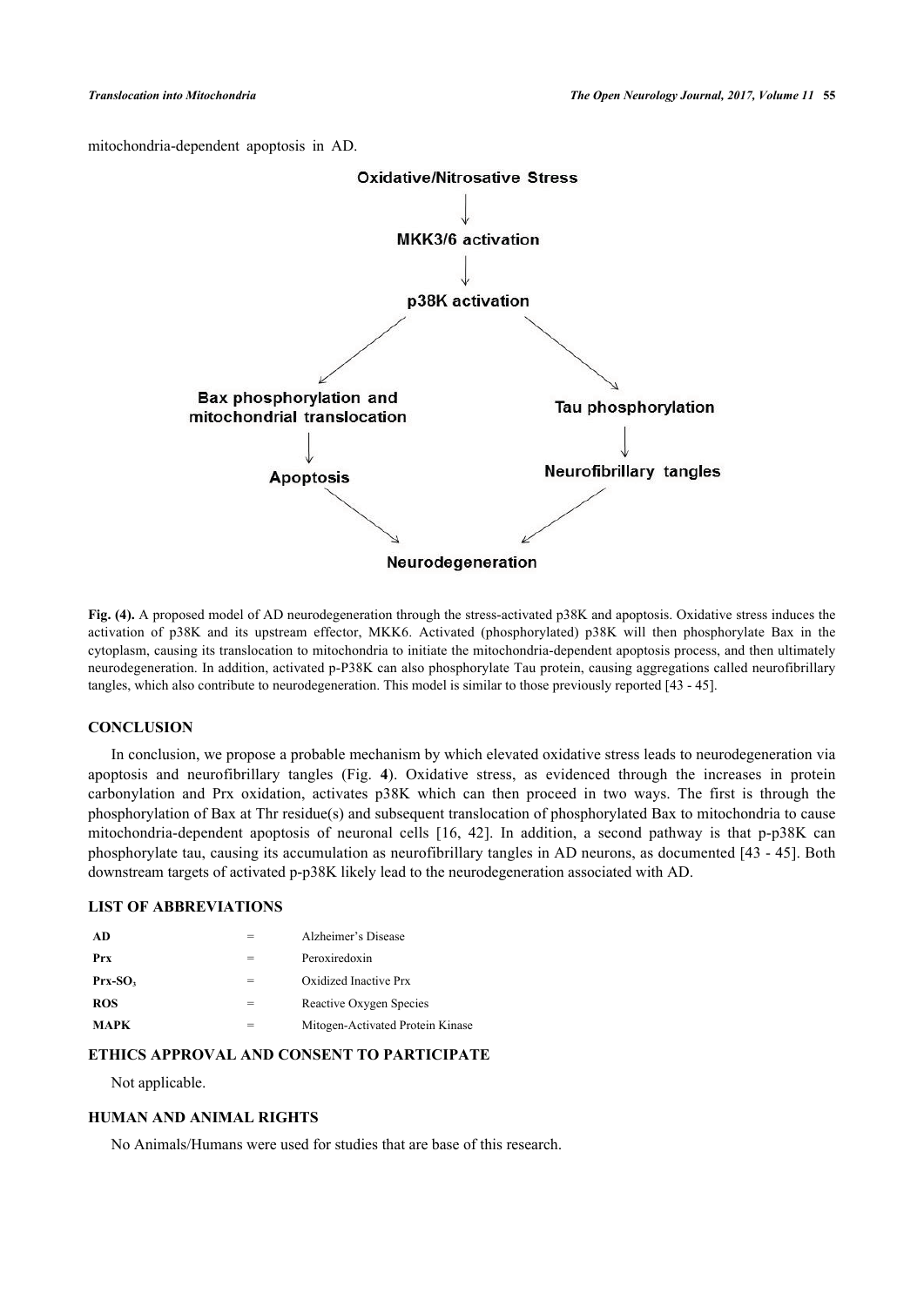mitochondria-dependent apoptosis in AD.

Oxidative/Nitrosative Stress

↓

MKK3/6 activation

↓

p38K activation

↙ ↘

Bax phosphorylation and mitochondrial translocation | Tau phosphorylation

↓ ↓

Apoptosis | Neurofibrillary tangles

↘ ↙

Neurodegeneration

**Fig. (4).** A proposed model of AD neurodegeneration through the stress-activated p38K and apoptosis. Oxidative stress induces the activation of p38K and its upstream effector, MKK6. Activated (phosphorylated) p38K will then phosphorylate Bax in the cytoplasm, causing its translocation to mitochondria to initiate the mitochondria-dependent apoptosis process, and then ultimately neurodegeneration. In addition, activated p-P38K can also phosphorylate Tau protein, causing aggregations called neurofibrillary tangles, which also contribute to neurodegeneration. This model is similar to those previously reported [43 - 45].

## CONCLUSION

In conclusion, we propose a probable mechanism by which elevated oxidative stress leads to neurodegeneration via apoptosis and neurofibrillary tangles (Fig. **4**). Oxidative stress, as evidenced through the increases in protein carbonylation and Prx oxidation, activates p38K which can then proceed in two ways. The first is through the phosphorylation of Bax at Thr residue(s) and subsequent translocation of phosphorylated Bax to mitochondria to cause mitochondria-dependent apoptosis of neuronal cells [16, 42]. In addition, a second pathway is that p-p38K can phosphorylate tau, causing its accumulation as neurofibrillary tangles in AD neurons, as documented [43 - 45]. Both downstream targets of activated p-p38K likely lead to the neurodegeneration associated with AD.

## LIST OF ABBREVIATIONS

| | | |
|---|---|---|
| **AD** | = | Alzheimer's Disease |
| **Prx** | = | Peroxiredoxin |
| **Prx-$SO_3$** | = | Oxidized Inactive Prx |
| **ROS** | = | Reactive Oxygen Species |
| **MAPK** | = | Mitogen-Activated Protein Kinase |

## ETHICS APPROVAL AND CONSENT TO PARTICIPATE

Not applicable.

## HUMAN AND ANIMAL RIGHTS

No Animals/Humans were used for studies that are base of this research.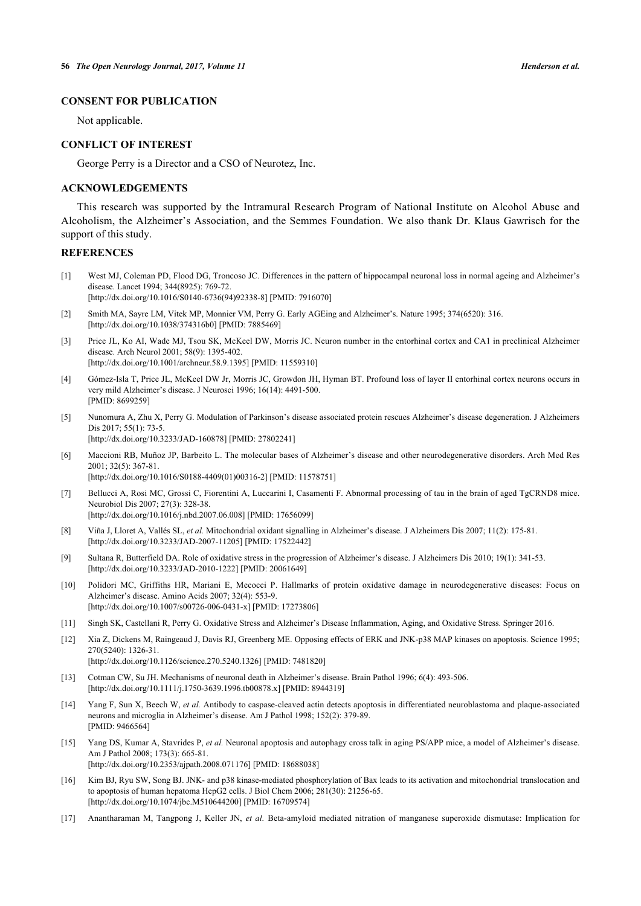## CONSENT FOR PUBLICATION

Not applicable.

## CONFLICT OF INTEREST

George Perry is a Director and a CSO of Neurotez, Inc.

## ACKNOWLEDGEMENTS

This research was supported by the Intramural Research Program of National Institute on Alcohol Abuse and Alcoholism, the Alzheimer's Association, and the Semmes Foundation. We also thank Dr. Klaus Gawrisch for the support of this study.

## REFERENCES

[1] West MJ, Coleman PD, Flood DG, Troncoso JC. Differences in the pattern of hippocampal neuronal loss in normal ageing and Alzheimer's disease. Lancet 1994; 344(8925): 769-72. [http://dx.doi.org/10.1016/S0140-6736(94)92338-8] [PMID: 7916070]

[2] Smith MA, Sayre LM, Vitek MP, Monnier VM, Perry G. Early AGEing and Alzheimer's. Nature 1995; 374(6520): 316. [http://dx.doi.org/10.1038/374316b0] [PMID: 7885469]

[3] Price JL, Ko AI, Wade MJ, Tsou SK, McKeel DW, Morris JC. Neuron number in the entorhinal cortex and CA1 in preclinical Alzheimer disease. Arch Neurol 2001; 58(9): 1395-402. [http://dx.doi.org/10.1001/archneur.58.9.1395] [PMID: 11559310]

[4] Gómez-Isla T, Price JL, McKeel DW Jr, Morris JC, Growdon JH, Hyman BT. Profound loss of layer II entorhinal cortex neurons occurs in very mild Alzheimer's disease. J Neurosci 1996; 16(14): 4491-500. [PMID: 8699259]

[5] Nunomura A, Zhu X, Perry G. Modulation of Parkinson's disease associated protein rescues Alzheimer's disease degeneration. J Alzheimers Dis 2017; 55(1): 73-5. [http://dx.doi.org/10.3233/JAD-160878] [PMID: 27802241]

[6] Maccioni RB, Muñoz JP, Barbeito L. The molecular bases of Alzheimer's disease and other neurodegenerative disorders. Arch Med Res 2001; 32(5): 367-81. [http://dx.doi.org/10.1016/S0188-4409(01)00316-2] [PMID: 11578751]

[7] Bellucci A, Rosi MC, Grossi C, Fiorentini A, Luccarini I, Casamenti F. Abnormal processing of tau in the brain of aged TgCRND8 mice. Neurobiol Dis 2007; 27(3): 328-38. [http://dx.doi.org/10.1016/j.nbd.2007.06.008] [PMID: 17656099]

[8] Viña J, Lloret A, Vallés SL, *et al.* Mitochondrial oxidant signalling in Alzheimer's disease. J Alzheimers Dis 2007; 11(2): 175-81. [http://dx.doi.org/10.3233/JAD-2007-11205] [PMID: 17522442]

[9] Sultana R, Butterfield DA. Role of oxidative stress in the progression of Alzheimer's disease. J Alzheimers Dis 2010; 19(1): 341-53. [http://dx.doi.org/10.3233/JAD-2010-1222] [PMID: 20061649]

[10] Polidori MC, Griffiths HR, Mariani E, Mecocci P. Hallmarks of protein oxidative damage in neurodegenerative diseases: Focus on Alzheimer's disease. Amino Acids 2007; 32(4): 553-9. [http://dx.doi.org/10.1007/s00726-006-0431-x] [PMID: 17273806]

[11] Singh SK, Castellani R, Perry G. Oxidative Stress and Alzheimer's Disease Inflammation, Aging, and Oxidative Stress. Springer 2016.

[12] Xia Z, Dickens M, Raingeaud J, Davis RJ, Greenberg ME. Opposing effects of ERK and JNK-p38 MAP kinases on apoptosis. Science 1995; 270(5240): 1326-31. [http://dx.doi.org/10.1126/science.270.5240.1326] [PMID: 7481820]

[13] Cotman CW, Su JH. Mechanisms of neuronal death in Alzheimer's disease. Brain Pathol 1996; 6(4): 493-506. [http://dx.doi.org/10.1111/j.1750-3639.1996.tb00878.x] [PMID: 8944319]

[14] Yang F, Sun X, Beech W, *et al.* Antibody to caspase-cleaved actin detects apoptosis in differentiated neuroblastoma and plaque-associated neurons and microglia in Alzheimer's disease. Am J Pathol 1998; 152(2): 379-89. [PMID: 9466564]

[15] Yang DS, Kumar A, Stavrides P, *et al.* Neuronal apoptosis and autophagy cross talk in aging PS/APP mice, a model of Alzheimer's disease. Am J Pathol 2008; 173(3): 665-81. [http://dx.doi.org/10.2353/ajpath.2008.071176] [PMID: 18688038]

[16] Kim BJ, Ryu SW, Song BJ. JNK- and p38 kinase-mediated phosphorylation of Bax leads to its activation and mitochondrial translocation and to apoptosis of human hepatoma HepG2 cells. J Biol Chem 2006; 281(30): 21256-65. [http://dx.doi.org/10.1074/jbc.M510644200] [PMID: 16709574]

[17] Anantharaman M, Tangpong J, Keller JN, *et al.* Beta-amyloid mediated nitration of manganese superoxide dismutase: Implication for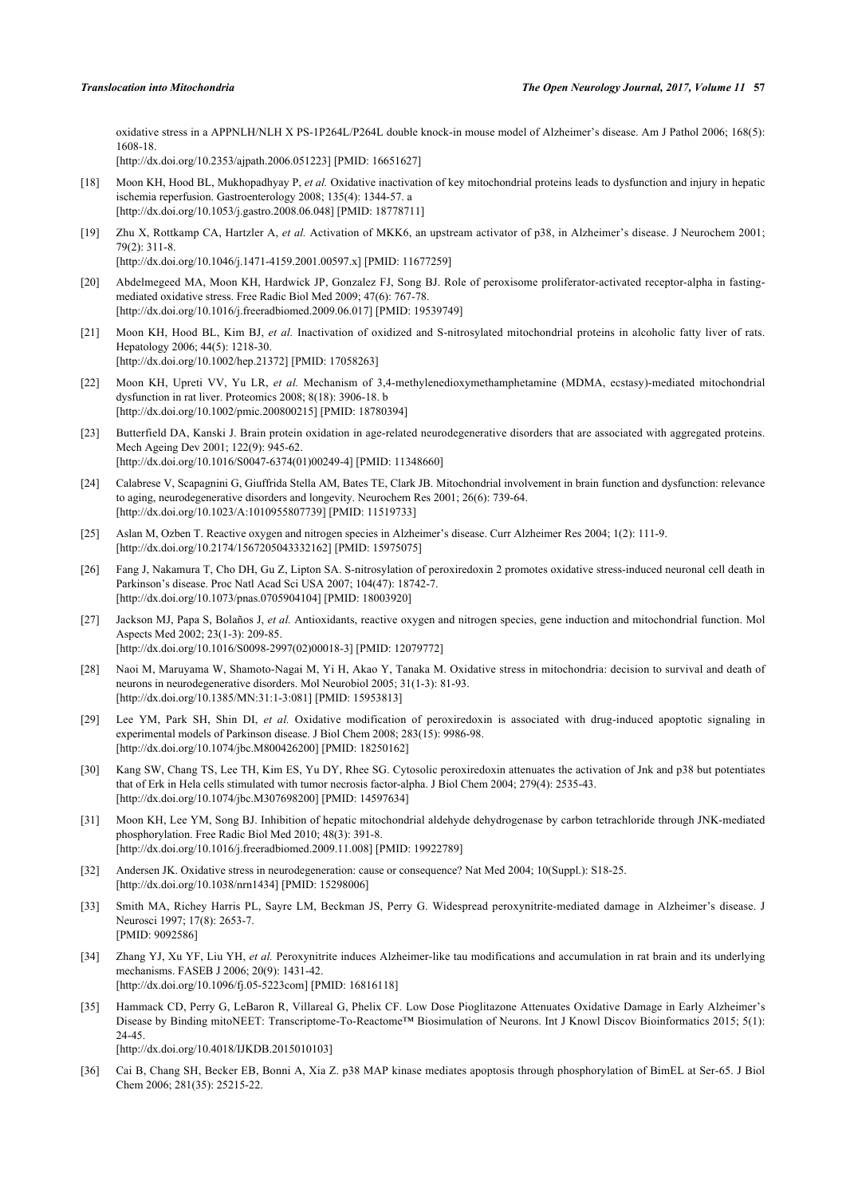oxidative stress in a APPNLH/NLH X PS-1P264L/P264L double knock-in mouse model of Alzheimer's disease. Am J Pathol 2006; 168(5): 1608-18.
[http://dx.doi.org/10.2353/ajpath.2006.051223] [PMID: 16651627]

[18] Moon KH, Hood BL, Mukhopadhyay P, *et al.* Oxidative inactivation of key mitochondrial proteins leads to dysfunction and injury in hepatic ischemia reperfusion. Gastroenterology 2008; 135(4): 1344-57. a
[http://dx.doi.org/10.1053/j.gastro.2008.06.048] [PMID: 18778711]

[19] Zhu X, Rottkamp CA, Hartzler A, *et al.* Activation of MKK6, an upstream activator of p38, in Alzheimer's disease. J Neurochem 2001; 79(2): 311-8.
[http://dx.doi.org/10.1046/j.1471-4159.2001.00597.x] [PMID: 11677259]

[20] Abdelmegeed MA, Moon KH, Hardwick JP, Gonzalez FJ, Song BJ. Role of peroxisome proliferator-activated receptor-alpha in fasting-mediated oxidative stress. Free Radic Biol Med 2009; 47(6): 767-78.
[http://dx.doi.org/10.1016/j.freeradbiomed.2009.06.017] [PMID: 19539749]

[21] Moon KH, Hood BL, Kim BJ, *et al.* Inactivation of oxidized and S-nitrosylated mitochondrial proteins in alcoholic fatty liver of rats. Hepatology 2006; 44(5): 1218-30.
[http://dx.doi.org/10.1002/hep.21372] [PMID: 17058263]

[22] Moon KH, Upreti VV, Yu LR, *et al.* Mechanism of 3,4-methylenedioxymethamphetamine (MDMA, ecstasy)-mediated mitochondrial dysfunction in rat liver. Proteomics 2008; 8(18): 3906-18. b
[http://dx.doi.org/10.1002/pmic.200800215] [PMID: 18780394]

[23] Butterfield DA, Kanski J. Brain protein oxidation in age-related neurodegenerative disorders that are associated with aggregated proteins. Mech Ageing Dev 2001; 122(9): 945-62.
[http://dx.doi.org/10.1016/S0047-6374(01)00249-4] [PMID: 11348660]

[24] Calabrese V, Scapagnini G, Giuffrida Stella AM, Bates TE, Clark JB. Mitochondrial involvement in brain function and dysfunction: relevance to aging, neurodegenerative disorders and longevity. Neurochem Res 2001; 26(6): 739-64.
[http://dx.doi.org/10.1023/A:1010955807739] [PMID: 11519733]

[25] Aslan M, Ozben T. Reactive oxygen and nitrogen species in Alzheimer's disease. Curr Alzheimer Res 2004; 1(2): 111-9.
[http://dx.doi.org/10.2174/1567205043332162] [PMID: 15975075]

[26] Fang J, Nakamura T, Cho DH, Gu Z, Lipton SA. S-nitrosylation of peroxiredoxin 2 promotes oxidative stress-induced neuronal cell death in Parkinson's disease. Proc Natl Acad Sci USA 2007; 104(47): 18742-7.
[http://dx.doi.org/10.1073/pnas.0705904104] [PMID: 18003920]

[27] Jackson MJ, Papa S, Bolaños J, *et al.* Antioxidants, reactive oxygen and nitrogen species, gene induction and mitochondrial function. Mol Aspects Med 2002; 23(1-3): 209-85.
[http://dx.doi.org/10.1016/S0098-2997(02)00018-3] [PMID: 12079772]

[28] Naoi M, Maruyama W, Shamoto-Nagai M, Yi H, Akao Y, Tanaka M. Oxidative stress in mitochondria: decision to survival and death of neurons in neurodegenerative disorders. Mol Neurobiol 2005; 31(1-3): 81-93.
[http://dx.doi.org/10.1385/MN:31:1-3:081] [PMID: 15953813]

[29] Lee YM, Park SH, Shin DI, *et al.* Oxidative modification of peroxiredoxin is associated with drug-induced apoptotic signaling in experimental models of Parkinson disease. J Biol Chem 2008; 283(15): 9986-98.
[http://dx.doi.org/10.1074/jbc.M800426200] [PMID: 18250162]

[30] Kang SW, Chang TS, Lee TH, Kim ES, Yu DY, Rhee SG. Cytosolic peroxiredoxin attenuates the activation of Jnk and p38 but potentiates that of Erk in Hela cells stimulated with tumor necrosis factor-alpha. J Biol Chem 2004; 279(4): 2535-43.
[http://dx.doi.org/10.1074/jbc.M307698200] [PMID: 14597634]

[31] Moon KH, Lee YM, Song BJ. Inhibition of hepatic mitochondrial aldehyde dehydrogenase by carbon tetrachloride through JNK-mediated phosphorylation. Free Radic Biol Med 2010; 48(3): 391-8.
[http://dx.doi.org/10.1016/j.freeradbiomed.2009.11.008] [PMID: 19922789]

[32] Andersen JK. Oxidative stress in neurodegeneration: cause or consequence? Nat Med 2004; 10(Suppl.): S18-25.
[http://dx.doi.org/10.1038/nrn1434] [PMID: 15298006]

[33] Smith MA, Richey Harris PL, Sayre LM, Beckman JS, Perry G. Widespread peroxynitrite-mediated damage in Alzheimer's disease. J Neurosci 1997; 17(8): 2653-7.
[PMID: 9092586]

[34] Zhang YJ, Xu YF, Liu YH, *et al.* Peroxynitrite induces Alzheimer-like tau modifications and accumulation in rat brain and its underlying mechanisms. FASEB J 2006; 20(9): 1431-42.
[http://dx.doi.org/10.1096/fj.05-5223com] [PMID: 16816118]

[35] Hammack CD, Perry G, LeBaron R, Villareal G, Phelix CF. Low Dose Pioglitazone Attenuates Oxidative Damage in Early Alzheimer's Disease by Binding mitoNEET: Transcriptome-To-Reactome™ Biosimulation of Neurons. Int J Knowl Discov Bioinformatics 2015; 5(1): 24-45.
[http://dx.doi.org/10.4018/IJKDB.2015010103]

[36] Cai B, Chang SH, Becker EB, Bonni A, Xia Z. p38 MAP kinase mediates apoptosis through phosphorylation of BimEL at Ser-65. J Biol Chem 2006; 281(35): 25215-22.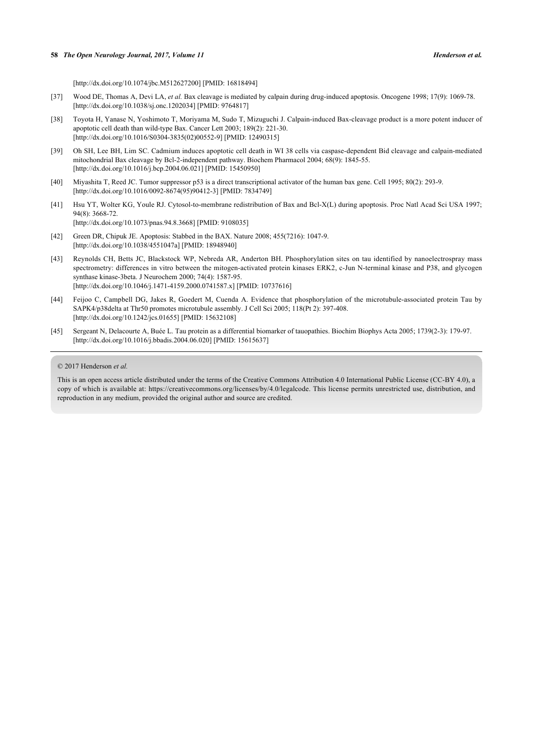[http://dx.doi.org/10.1074/jbc.M512627200] [PMID: 16818494]

[37] Wood DE, Thomas A, Devi LA, *et al.* Bax cleavage is mediated by calpain during drug-induced apoptosis. Oncogene 1998; 17(9): 1069-78. [http://dx.doi.org/10.1038/sj.onc.1202034] [PMID: 9764817]

[38] Toyota H, Yanase N, Yoshimoto T, Moriyama M, Sudo T, Mizuguchi J. Calpain-induced Bax-cleavage product is a more potent inducer of apoptotic cell death than wild-type Bax. Cancer Lett 2003; 189(2): 221-30. [http://dx.doi.org/10.1016/S0304-3835(02)00552-9] [PMID: 12490315]

[39] Oh SH, Lee BH, Lim SC. Cadmium induces apoptotic cell death in WI 38 cells via caspase-dependent Bid cleavage and calpain-mediated mitochondrial Bax cleavage by Bcl-2-independent pathway. Biochem Pharmacol 2004; 68(9): 1845-55. [http://dx.doi.org/10.1016/j.bcp.2004.06.021] [PMID: 15450950]

[40] Miyashita T, Reed JC. Tumor suppressor p53 is a direct transcriptional activator of the human bax gene. Cell 1995; 80(2): 293-9. [http://dx.doi.org/10.1016/0092-8674(95)90412-3] [PMID: 7834749]

[41] Hsu YT, Wolter KG, Youle RJ. Cytosol-to-membrane redistribution of Bax and Bcl-X(L) during apoptosis. Proc Natl Acad Sci USA 1997; 94(8): 3668-72. [http://dx.doi.org/10.1073/pnas.94.8.3668] [PMID: 9108035]

[42] Green DR, Chipuk JE. Apoptosis: Stabbed in the BAX. Nature 2008; 455(7216): 1047-9. [http://dx.doi.org/10.1038/4551047a] [PMID: 18948940]

[43] Reynolds CH, Betts JC, Blackstock WP, Nebreda AR, Anderton BH. Phosphorylation sites on tau identified by nanoelectrospray mass spectrometry: differences in vitro between the mitogen-activated protein kinases ERK2, c-Jun N-terminal kinase and P38, and glycogen synthase kinase-3beta. J Neurochem 2000; 74(4): 1587-95. [http://dx.doi.org/10.1046/j.1471-4159.2000.0741587.x] [PMID: 10737616]

[44] Feijoo C, Campbell DG, Jakes R, Goedert M, Cuenda A. Evidence that phosphorylation of the microtubule-associated protein Tau by SAPK4/p38delta at Thr50 promotes microtubule assembly. J Cell Sci 2005; 118(Pt 2): 397-408. [http://dx.doi.org/10.1242/jcs.01655] [PMID: 15632108]

[45] Sergeant N, Delacourte A, Buée L. Tau protein as a differential biomarker of tauopathies. Biochim Biophys Acta 2005; 1739(2-3): 179-97. [http://dx.doi.org/10.1016/j.bbadis.2004.06.020] [PMID: 15615637]

---

© 2017 Henderson *et al.*

This is an open access article distributed under the terms of the Creative Commons Attribution 4.0 International Public License (CC-BY 4.0), a copy of which is available at: https://creativecommons.org/licenses/by/4.0/legalcode. This license permits unrestricted use, distribution, and reproduction in any medium, provided the original author and source are credited.